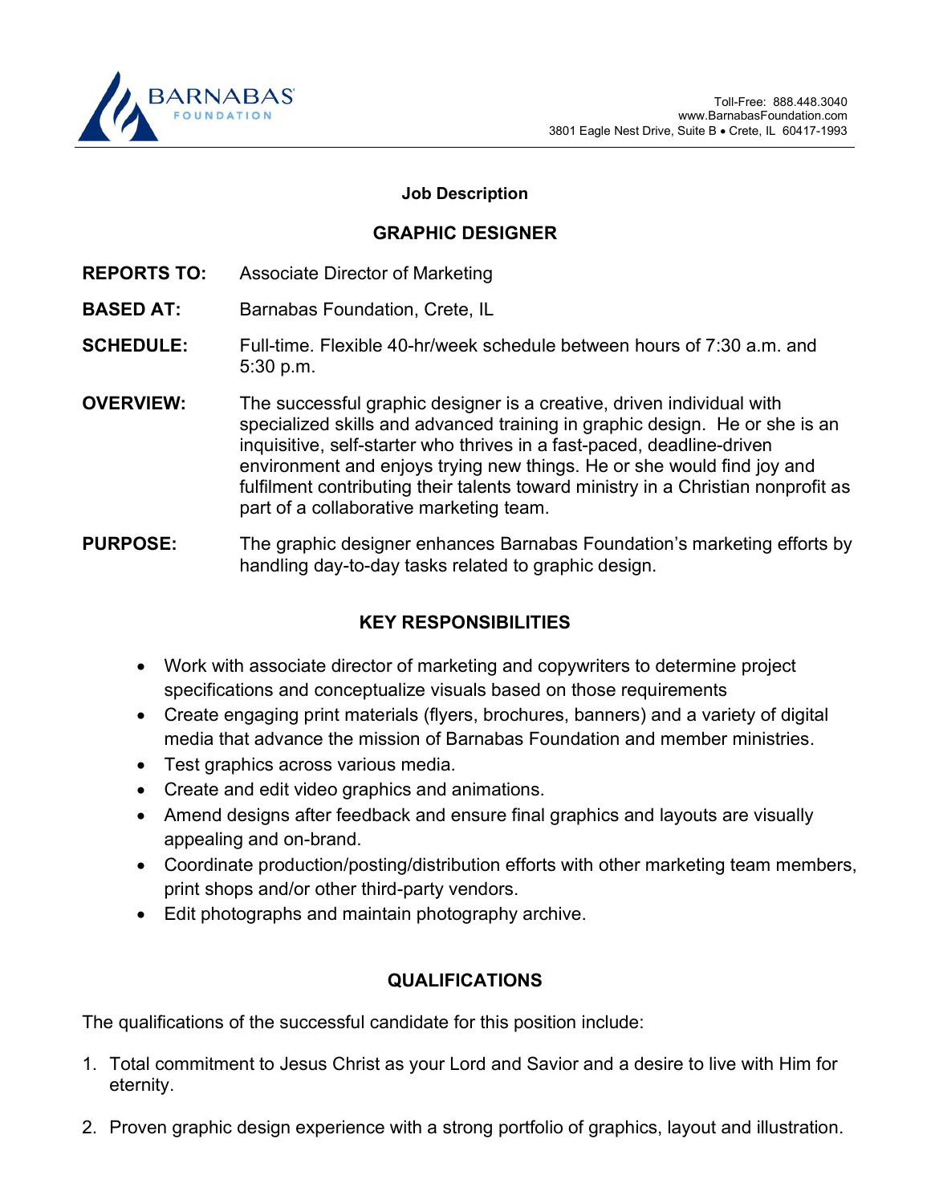BARNABAS FOUNDATION

Toll-Free: 888.448.3040
www.BarnabasFoundation.com
3801 Eagle Nest Drive, Suite B • Crete, IL 60417-1993

**Job Description**

## GRAPHIC DESIGNER

**REPORTS TO:** Associate Director of Marketing

**BASED AT:** Barnabas Foundation, Crete, IL

**SCHEDULE:** Full-time. Flexible 40-hr/week schedule between hours of 7:30 a.m. and 5:30 p.m.

**OVERVIEW:** The successful graphic designer is a creative, driven individual with specialized skills and advanced training in graphic design. He or she is an inquisitive, self-starter who thrives in a fast-paced, deadline-driven environment and enjoys trying new things. He or she would find joy and fulfilment contributing their talents toward ministry in a Christian nonprofit as part of a collaborative marketing team.

**PURPOSE:** The graphic designer enhances Barnabas Foundation's marketing efforts by handling day-to-day tasks related to graphic design.

### KEY RESPONSIBILITIES

- Work with associate director of marketing and copywriters to determine project specifications and conceptualize visuals based on those requirements
- Create engaging print materials (flyers, brochures, banners) and a variety of digital media that advance the mission of Barnabas Foundation and member ministries.
- Test graphics across various media.
- Create and edit video graphics and animations.
- Amend designs after feedback and ensure final graphics and layouts are visually appealing and on-brand.
- Coordinate production/posting/distribution efforts with other marketing team members, print shops and/or other third-party vendors.
- Edit photographs and maintain photography archive.

### QUALIFICATIONS

The qualifications of the successful candidate for this position include:

1. Total commitment to Jesus Christ as your Lord and Savior and a desire to live with Him for eternity.

2. Proven graphic design experience with a strong portfolio of graphics, layout and illustration.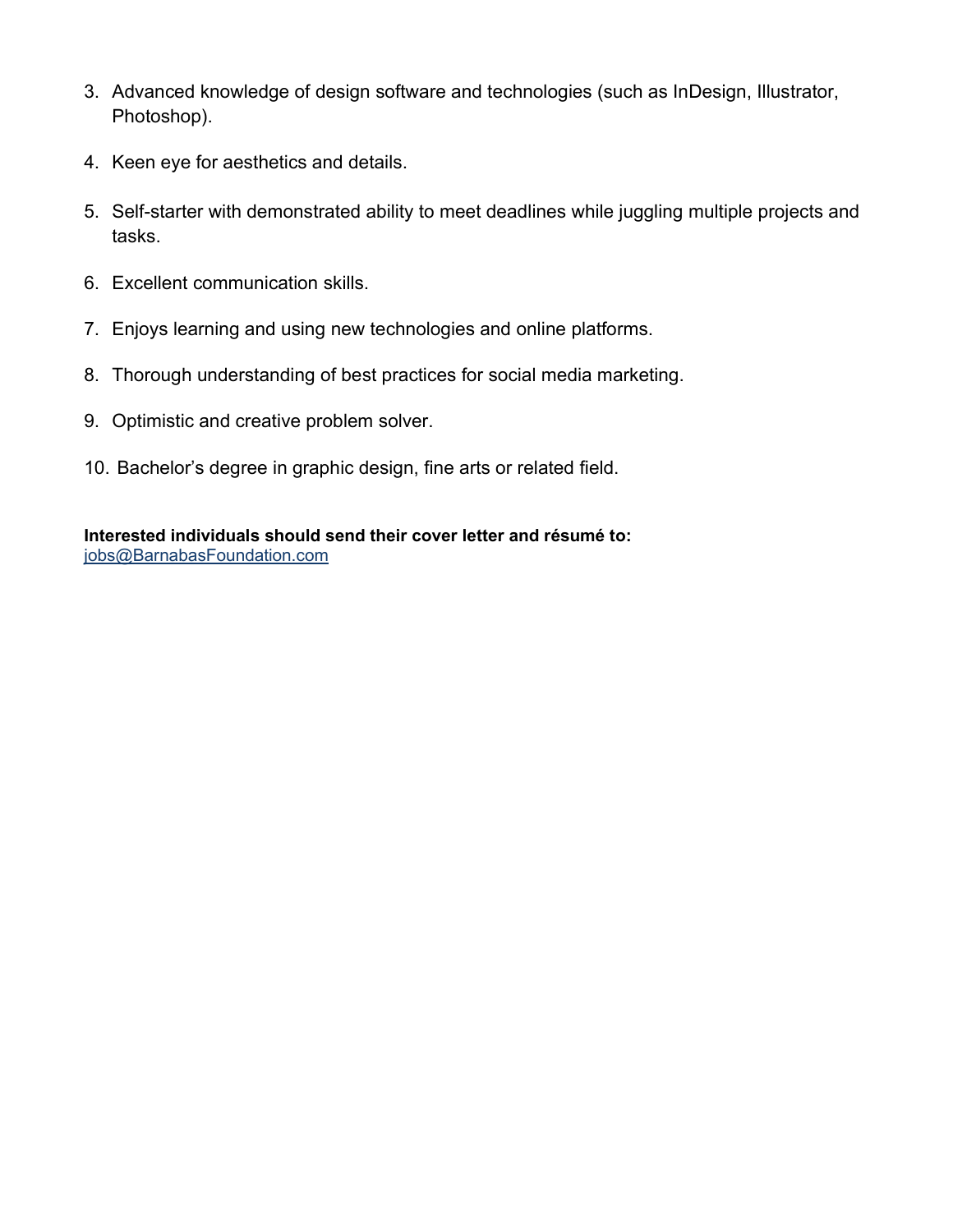3. Advanced knowledge of design software and technologies (such as InDesign, Illustrator, Photoshop).

4. Keen eye for aesthetics and details.

5. Self-starter with demonstrated ability to meet deadlines while juggling multiple projects and tasks.

6. Excellent communication skills.

7. Enjoys learning and using new technologies and online platforms.

8. Thorough understanding of best practices for social media marketing.

9. Optimistic and creative problem solver.

10. Bachelor's degree in graphic design, fine arts or related field.

**Interested individuals should send their cover letter and résumé to:**
jobs@BarnabasFoundation.com